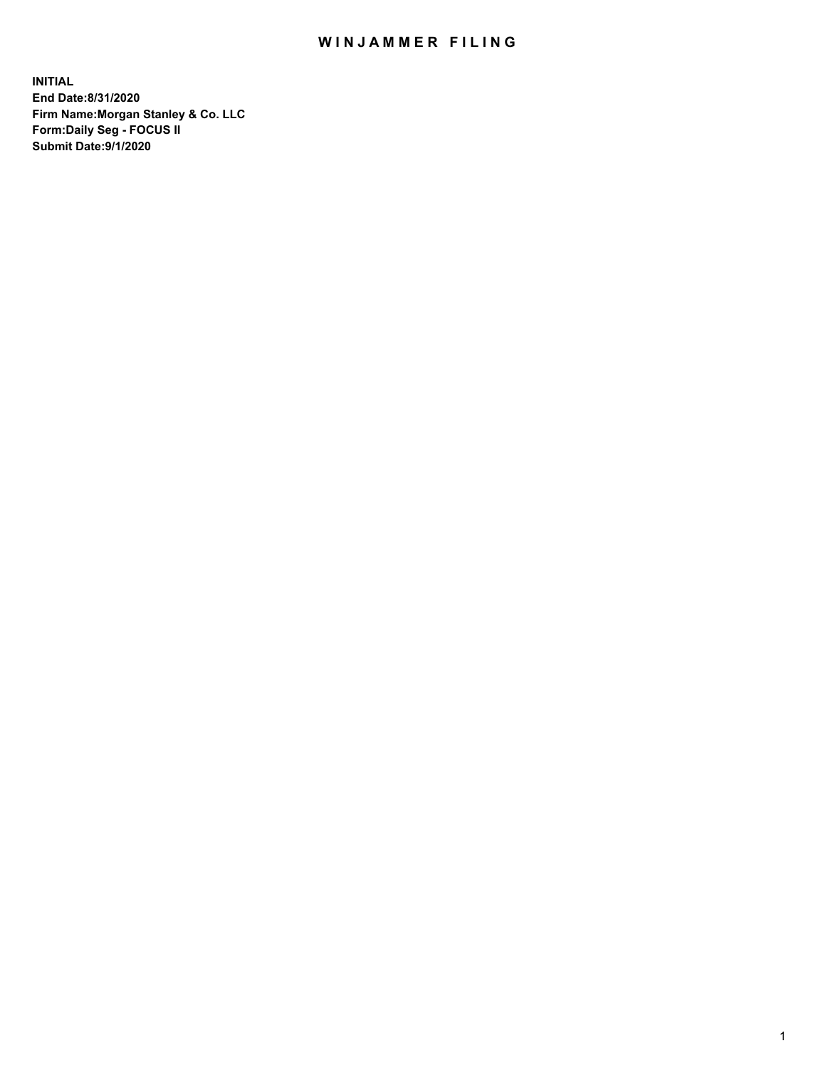# WINJAMMER FILING

**INITIAL**
**End Date:8/31/2020**
**Firm Name:Morgan Stanley & Co. LLC**
**Form:Daily Seg - FOCUS II**
**Submit Date:9/1/2020**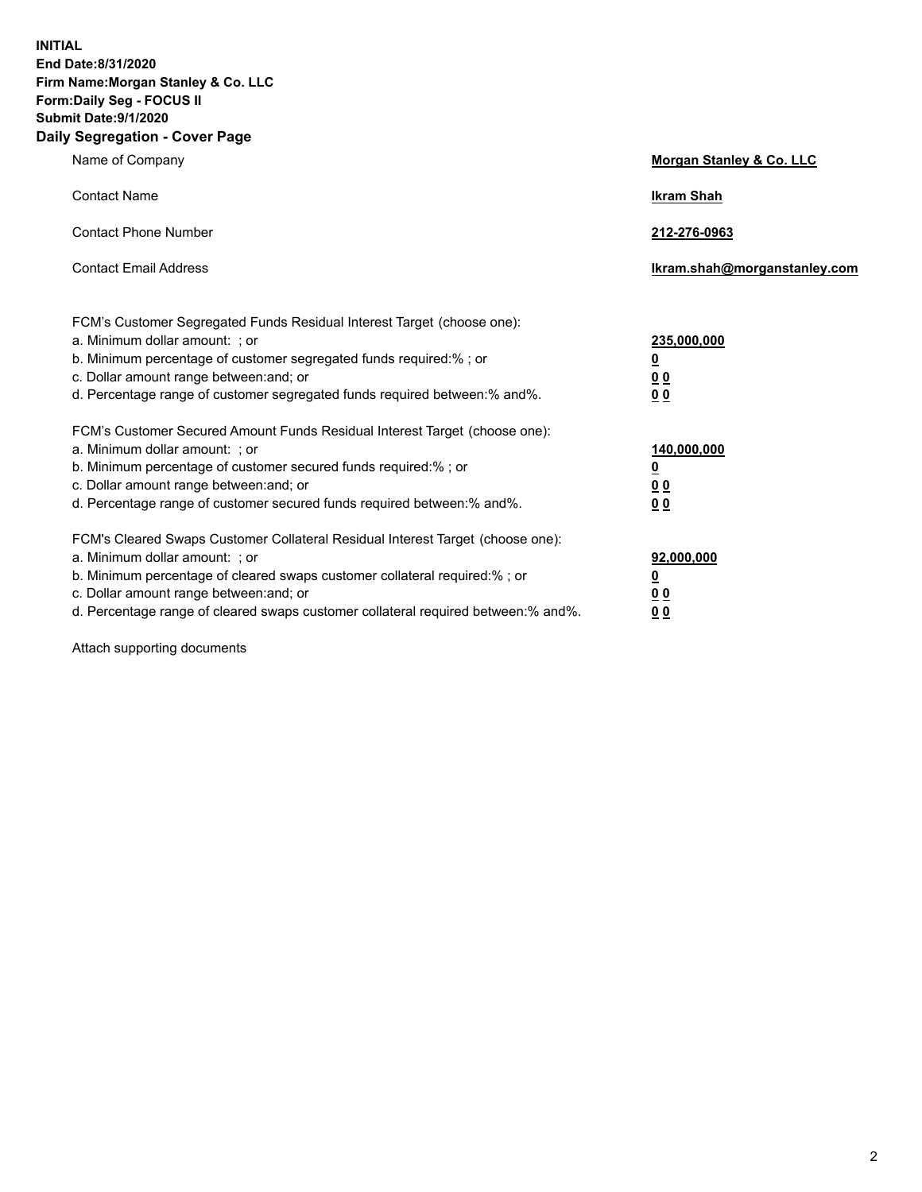**INITIAL**
**End Date:8/31/2020**
**Firm Name:Morgan Stanley & Co. LLC**
**Form:Daily Seg - FOCUS II**
**Submit Date:9/1/2020**
**Daily Segregation - Cover Page**

| | |
|---|---|
| Name of Company | **Morgan Stanley & Co. LLC** |
| Contact Name | **Ikram Shah** |
| Contact Phone Number | **212-276-0963** |
| Contact Email Address | **Ikram.shah@morganstanley.com** |

| | |
|---|---|
| FCM's Customer Segregated Funds Residual Interest Target (choose one): | |
| a. Minimum dollar amount: ; or | **235,000,000** |
| b. Minimum percentage of customer segregated funds required:% ; or | **0** |
| c. Dollar amount range between:and; or | **0 0** |
| d. Percentage range of customer segregated funds required between:% and%. | **0 0** |
| FCM's Customer Secured Amount Funds Residual Interest Target (choose one): | |
| a. Minimum dollar amount: ; or | **140,000,000** |
| b. Minimum percentage of customer secured funds required:% ; or | **0** |
| c. Dollar amount range between:and; or | **0 0** |
| d. Percentage range of customer secured funds required between:% and%. | **0 0** |
| FCM's Cleared Swaps Customer Collateral Residual Interest Target (choose one): | |
| a. Minimum dollar amount: ; or | **92,000,000** |
| b. Minimum percentage of cleared swaps customer collateral required:% ; or | **0** |
| c. Dollar amount range between:and; or | **0 0** |
| d. Percentage range of cleared swaps customer collateral required between:% and%. | **0 0** |

Attach supporting documents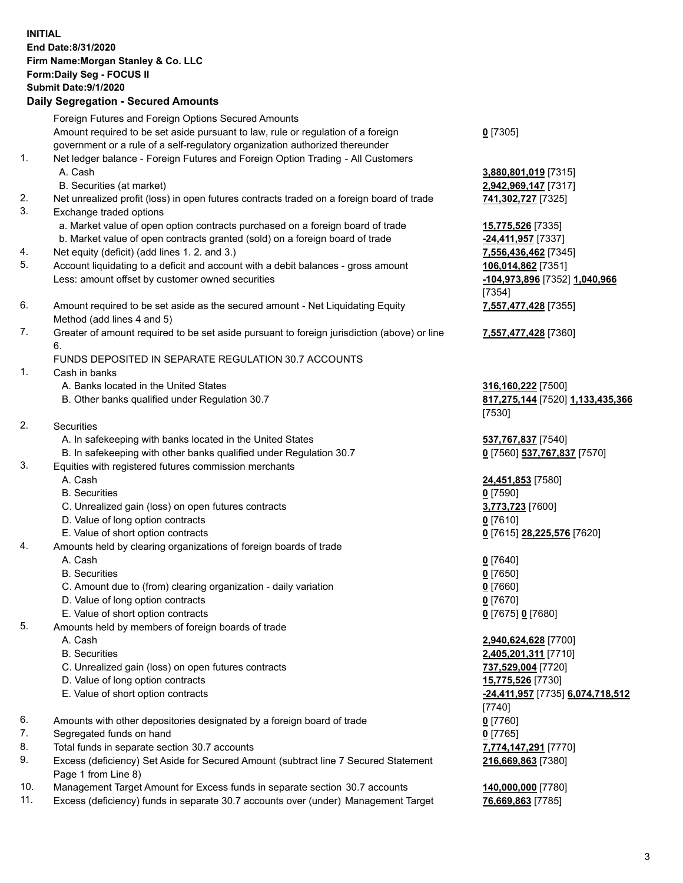**INITIAL**
**End Date:8/31/2020**
**Firm Name:Morgan Stanley & Co. LLC**
**Form:Daily Seg - FOCUS II**
**Submit Date:9/1/2020**

## Daily Segregation - Secured Amounts

| | | |
|---|---|---|
| | Foreign Futures and Foreign Options Secured Amounts | |
| | Amount required to be set aside pursuant to law, rule or regulation of a foreign government or a rule of a self-regulatory organization authorized thereunder | **0** [7305] |
| 1. | Net ledger balance - Foreign Futures and Foreign Option Trading - All Customers | |
| | A. Cash | **3,880,801,019** [7315] |
| | B. Securities (at market) | **2,942,969,147** [7317] |
| 2. | Net unrealized profit (loss) in open futures contracts traded on a foreign board of trade | **741,302,727** [7325] |
| 3. | Exchange traded options | |
| | a. Market value of open option contracts purchased on a foreign board of trade | **15,775,526** [7335] |
| | b. Market value of open contracts granted (sold) on a foreign board of trade | **-24,411,957** [7337] |
| 4. | Net equity (deficit) (add lines 1. 2. and 3.) | **7,556,436,462** [7345] |
| 5. | Account liquidating to a deficit and account with a debit balances - gross amount | **106,014,862** [7351] |
| | Less: amount offset by customer owned securities | **-104,973,896** [7352] **1,040,966** [7354] |
| 6. | Amount required to be set aside as the secured amount - Net Liquidating Equity Method (add lines 4 and 5) | **7,557,477,428** [7355] |
| 7. | Greater of amount required to be set aside pursuant to foreign jurisdiction (above) or line 6. | **7,557,477,428** [7360] |
| | FUNDS DEPOSITED IN SEPARATE REGULATION 30.7 ACCOUNTS | |
| 1. | Cash in banks | |
| | A. Banks located in the United States | **316,160,222** [7500] |
| | B. Other banks qualified under Regulation 30.7 | **817,275,144** [7520] **1,133,435,366** [7530] |
| 2. | Securities | |
| | A. In safekeeping with banks located in the United States | **537,767,837** [7540] |
| | B. In safekeeping with other banks qualified under Regulation 30.7 | **0** [7560] **537,767,837** [7570] |
| 3. | Equities with registered futures commission merchants | |
| | A. Cash | **24,451,853** [7580] |
| | B. Securities | **0** [7590] |
| | C. Unrealized gain (loss) on open futures contracts | **3,773,723** [7600] |
| | D. Value of long option contracts | **0** [7610] |
| | E. Value of short option contracts | **0** [7615] **28,225,576** [7620] |
| 4. | Amounts held by clearing organizations of foreign boards of trade | |
| | A. Cash | **0** [7640] |
| | B. Securities | **0** [7650] |
| | C. Amount due to (from) clearing organization - daily variation | **0** [7660] |
| | D. Value of long option contracts | **0** [7670] |
| | E. Value of short option contracts | **0** [7675] **0** [7680] |
| 5. | Amounts held by members of foreign boards of trade | |
| | A. Cash | **2,940,624,628** [7700] |
| | B. Securities | **2,405,201,311** [7710] |
| | C. Unrealized gain (loss) on open futures contracts | **737,529,004** [7720] |
| | D. Value of long option contracts | **15,775,526** [7730] |
| | E. Value of short option contracts | **-24,411,957** [7735] **6,074,718,512** [7740] |
| 6. | Amounts with other depositories designated by a foreign board of trade | **0** [7760] |
| 7. | Segregated funds on hand | **0** [7765] |
| 8. | Total funds in separate section 30.7 accounts | **7,774,147,291** [7770] |
| 9. | Excess (deficiency) Set Aside for Secured Amount (subtract line 7 Secured Statement Page 1 from Line 8) | **216,669,863** [7380] |
| 10. | Management Target Amount for Excess funds in separate section 30.7 accounts | **140,000,000** [7780] |
| 11. | Excess (deficiency) funds in separate 30.7 accounts over (under) Management Target | **76,669,863** [7785] |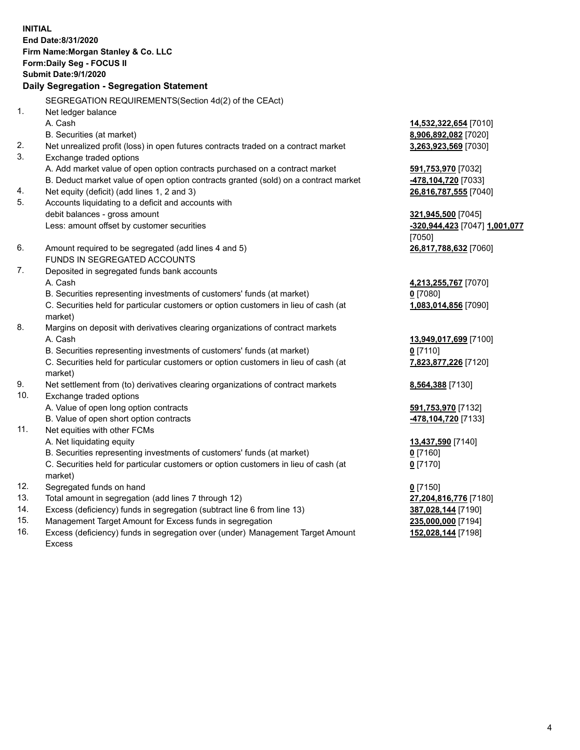**INITIAL**
**End Date:8/31/2020**
**Firm Name:Morgan Stanley & Co. LLC**
**Form:Daily Seg - FOCUS II**
**Submit Date:9/1/2020**

### Daily Segregation - Segregation Statement

SEGREGATION REQUIREMENTS(Section 4d(2) of the CEAct)

| | | |
|---|---|---|
| 1. | Net ledger balance | |
| | A. Cash | **14,532,322,654** [7010] |
| | B. Securities (at market) | **8,906,892,082** [7020] |
| 2. | Net unrealized profit (loss) in open futures contracts traded on a contract market | **3,263,923,569** [7030] |
| 3. | Exchange traded options | |
| | A. Add market value of open option contracts purchased on a contract market | **591,753,970** [7032] |
| | B. Deduct market value of open option contracts granted (sold) on a contract market | **-478,104,720** [7033] |
| 4. | Net equity (deficit) (add lines 1, 2 and 3) | **26,816,787,555** [7040] |
| 5. | Accounts liquidating to a deficit and accounts with debit balances - gross amount | **321,945,500** [7045] |
| | Less: amount offset by customer securities | **-320,944,423** [7047] **1,001,077** [7050] |
| 6. | Amount required to be segregated (add lines 4 and 5) | **26,817,788,632** [7060] |
| | FUNDS IN SEGREGATED ACCOUNTS | |
| 7. | Deposited in segregated funds bank accounts | |
| | A. Cash | **4,213,255,767** [7070] |
| | B. Securities representing investments of customers' funds (at market) | **0** [7080] |
| | C. Securities held for particular customers or option customers in lieu of cash (at market) | **1,083,014,856** [7090] |
| 8. | Margins on deposit with derivatives clearing organizations of contract markets | |
| | A. Cash | **13,949,017,699** [7100] |
| | B. Securities representing investments of customers' funds (at market) | **0** [7110] |
| | C. Securities held for particular customers or option customers in lieu of cash (at market) | **7,823,877,226** [7120] |
| 9. | Net settlement from (to) derivatives clearing organizations of contract markets | **8,564,388** [7130] |
| 10. | Exchange traded options | |
| | A. Value of open long option contracts | **591,753,970** [7132] |
| | B. Value of open short option contracts | **-478,104,720** [7133] |
| 11. | Net equities with other FCMs | |
| | A. Net liquidating equity | **13,437,590** [7140] |
| | B. Securities representing investments of customers' funds (at market) | **0** [7160] |
| | C. Securities held for particular customers or option customers in lieu of cash (at market) | **0** [7170] |
| 12. | Segregated funds on hand | **0** [7150] |
| 13. | Total amount in segregation (add lines 7 through 12) | **27,204,816,776** [7180] |
| 14. | Excess (deficiency) funds in segregation (subtract line 6 from line 13) | **387,028,144** [7190] |
| 15. | Management Target Amount for Excess funds in segregation | **235,000,000** [7194] |
| 16. | Excess (deficiency) funds in segregation over (under) Management Target Amount Excess | **152,028,144** [7198] |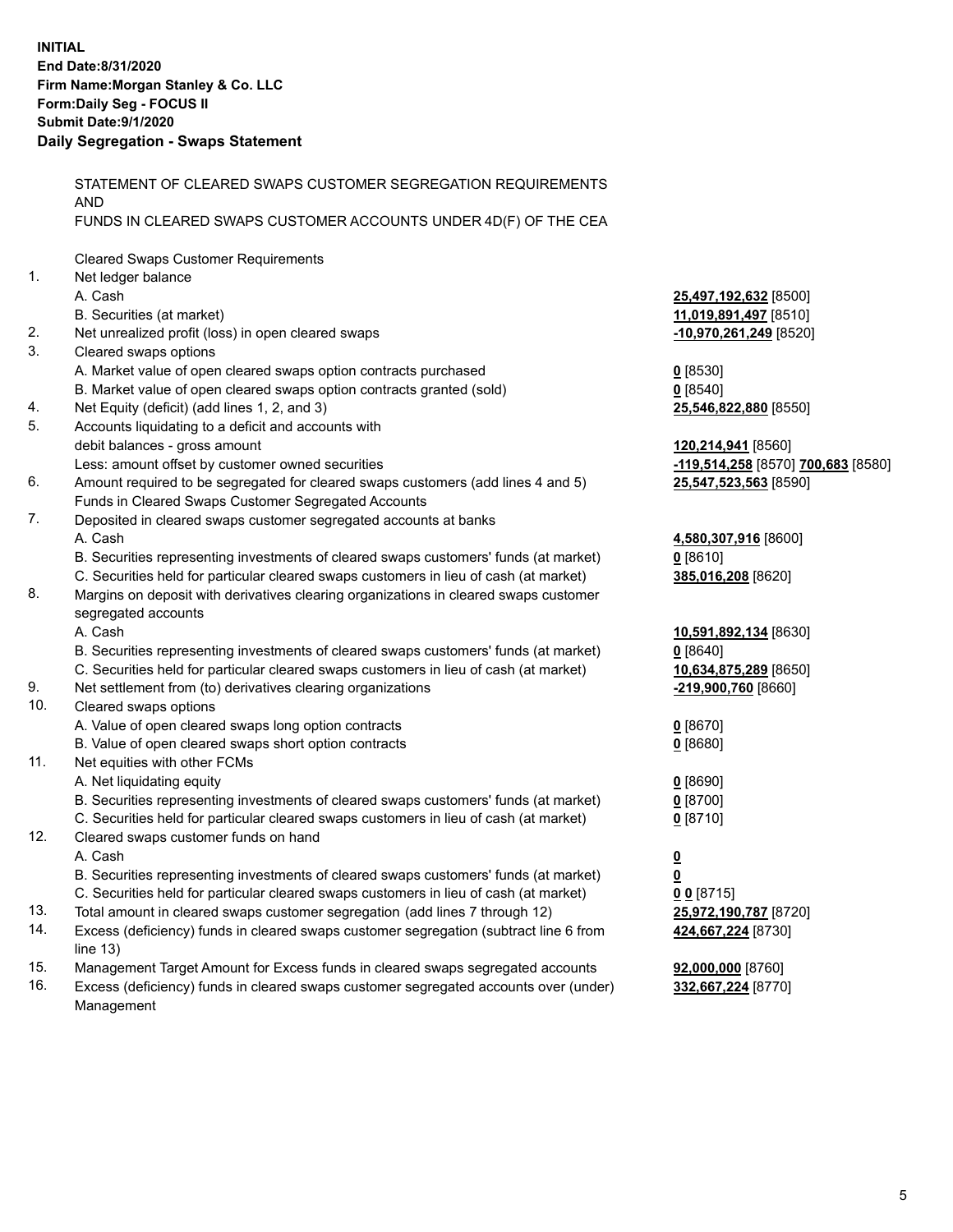**INITIAL**
**End Date:8/31/2020**
**Firm Name:Morgan Stanley & Co. LLC**
**Form:Daily Seg - FOCUS II**
**Submit Date:9/1/2020**
**Daily Segregation - Swaps Statement**

STATEMENT OF CLEARED SWAPS CUSTOMER SEGREGATION REQUIREMENTS AND FUNDS IN CLEARED SWAPS CUSTOMER ACCOUNTS UNDER 4D(F) OF THE CEA

| | | |
|---|---|---|
| | Cleared Swaps Customer Requirements | |
| 1. | Net ledger balance | |
| | A. Cash | **25,497,192,632** [8500] |
| | B. Securities (at market) | **11,019,891,497** [8510] |
| 2. | Net unrealized profit (loss) in open cleared swaps | **-10,970,261,249** [8520] |
| 3. | Cleared swaps options | |
| | A. Market value of open cleared swaps option contracts purchased | **0** [8530] |
| | B. Market value of open cleared swaps option contracts granted (sold) | **0** [8540] |
| 4. | Net Equity (deficit) (add lines 1, 2, and 3) | **25,546,822,880** [8550] |
| 5. | Accounts liquidating to a deficit and accounts with | |
| | debit balances - gross amount | **120,214,941** [8560] |
| | Less: amount offset by customer owned securities | **-119,514,258** [8570] **700,683** [8580] |
| 6. | Amount required to be segregated for cleared swaps customers (add lines 4 and 5) | **25,547,523,563** [8590] |
| | Funds in Cleared Swaps Customer Segregated Accounts | |
| 7. | Deposited in cleared swaps customer segregated accounts at banks | |
| | A. Cash | **4,580,307,916** [8600] |
| | B. Securities representing investments of cleared swaps customers' funds (at market) | **0** [8610] |
| | C. Securities held for particular cleared swaps customers in lieu of cash (at market) | **385,016,208** [8620] |
| 8. | Margins on deposit with derivatives clearing organizations in cleared swaps customer segregated accounts | |
| | A. Cash | **10,591,892,134** [8630] |
| | B. Securities representing investments of cleared swaps customers' funds (at market) | **0** [8640] |
| | C. Securities held for particular cleared swaps customers in lieu of cash (at market) | **10,634,875,289** [8650] |
| 9. | Net settlement from (to) derivatives clearing organizations | **-219,900,760** [8660] |
| 10. | Cleared swaps options | |
| | A. Value of open cleared swaps long option contracts | **0** [8670] |
| | B. Value of open cleared swaps short option contracts | **0** [8680] |
| 11. | Net equities with other FCMs | |
| | A. Net liquidating equity | **0** [8690] |
| | B. Securities representing investments of cleared swaps customers' funds (at market) | **0** [8700] |
| | C. Securities held for particular cleared swaps customers in lieu of cash (at market) | **0** [8710] |
| 12. | Cleared swaps customer funds on hand | |
| | A. Cash | **0** |
| | B. Securities representing investments of cleared swaps customers' funds (at market) | **0** |
| | C. Securities held for particular cleared swaps customers in lieu of cash (at market) | **0** **0** [8715] |
| 13. | Total amount in cleared swaps customer segregation (add lines 7 through 12) | **25,972,190,787** [8720] |
| 14. | Excess (deficiency) funds in cleared swaps customer segregation (subtract line 6 from line 13) | **424,667,224** [8730] |
| 15. | Management Target Amount for Excess funds in cleared swaps segregated accounts | **92,000,000** [8760] |
| 16. | Excess (deficiency) funds in cleared swaps customer segregated accounts over (under) Management | **332,667,224** [8770] |